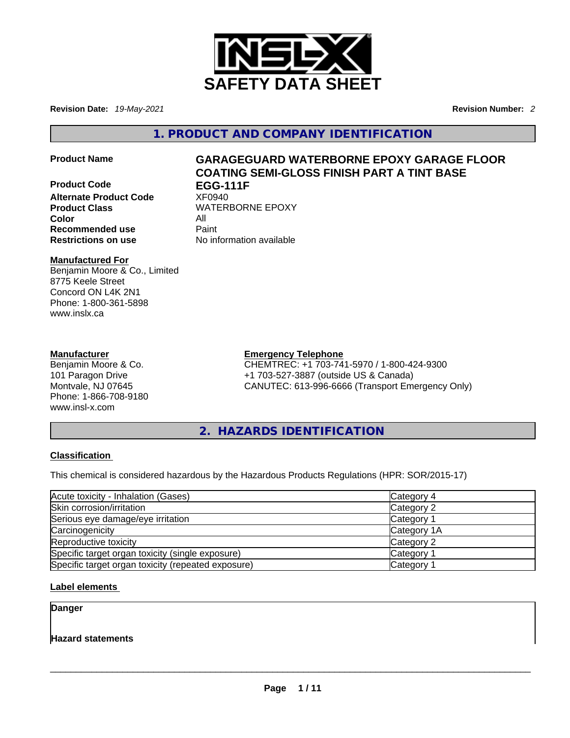# SAFETY DATA SHEET

**Revision Date:** *19-May-2021* **Revision Number:** *2*

## 1. PRODUCT AND COMPANY IDENTIFICATION

| | |
|---|---|
| **Product Name** | **GARAGEGUARD WATERBORNE EPOXY GARAGE FLOOR COATING SEMI-GLOSS FINISH PART A TINT BASE** |
| **Product Code** | **EGG-111F** |
| **Alternate Product Code** | XF0940 |
| **Product Class** | WATERBORNE EPOXY |
| **Color** | All |
| **Recommended use** | Paint |
| **Restrictions on use** | No information available |

**Manufactured For**
Benjamin Moore & Co., Limited
8775 Keele Street
Concord ON L4K 2N1
Phone: 1-800-361-5898
www.inslx.ca

**Manufacturer**
Benjamin Moore & Co.
101 Paragon Drive
Montvale, NJ 07645
Phone: 1-866-708-9180
www.insl-x.com

**Emergency Telephone**
CHEMTREC: +1 703-741-5970 / 1-800-424-9300
+1 703-527-3887 (outside US & Canada)
CANUTEC: 613-996-6666 (Transport Emergency Only)

## 2. HAZARDS IDENTIFICATION

### Classification

This chemical is considered hazardous by the Hazardous Products Regulations (HPR: SOR/2015-17)

| | |
|---|---|
| Acute toxicity - Inhalation (Gases) | Category 4 |
| Skin corrosion/irritation | Category 2 |
| Serious eye damage/eye irritation | Category 1 |
| Carcinogenicity | Category 1A |
| Reproductive toxicity | Category 2 |
| Specific target organ toxicity (single exposure) | Category 1 |
| Specific target organ toxicity (repeated exposure) | Category 1 |

### Label elements

**Danger**

**Hazard statements**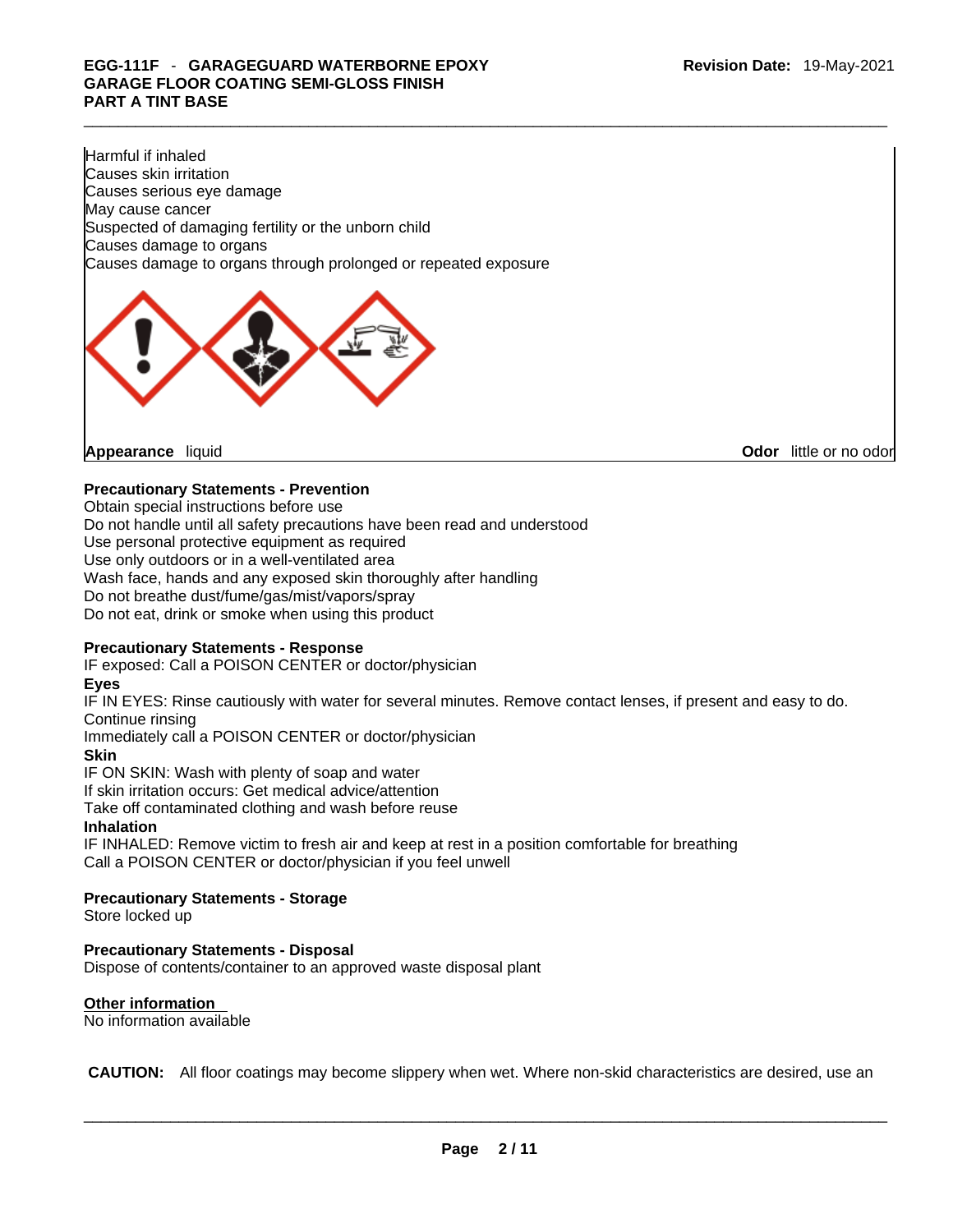Harmful if inhaled
Causes skin irritation
Causes serious eye damage
May cause cancer
Suspected of damaging fertility or the unborn child
Causes damage to organs
Causes damage to organs through prolonged or repeated exposure

**Appearance** liquid **Odor** little or no odor

**Precautionary Statements - Prevention**
Obtain special instructions before use
Do not handle until all safety precautions have been read and understood
Use personal protective equipment as required
Use only outdoors or in a well-ventilated area
Wash face, hands and any exposed skin thoroughly after handling
Do not breathe dust/fume/gas/mist/vapors/spray
Do not eat, drink or smoke when using this product

**Precautionary Statements - Response**
IF exposed: Call a POISON CENTER or doctor/physician

**Eyes**
IF IN EYES: Rinse cautiously with water for several minutes. Remove contact lenses, if present and easy to do. Continue rinsing
Immediately call a POISON CENTER or doctor/physician

**Skin**
IF ON SKIN: Wash with plenty of soap and water
If skin irritation occurs: Get medical advice/attention
Take off contaminated clothing and wash before reuse

**Inhalation**
IF INHALED: Remove victim to fresh air and keep at rest in a position comfortable for breathing
Call a POISON CENTER or doctor/physician if you feel unwell

**Precautionary Statements - Storage**
Store locked up

**Precautionary Statements - Disposal**
Dispose of contents/container to an approved waste disposal plant

**Other information**
No information available

**CAUTION:** All floor coatings may become slippery when wet. Where non-skid characteristics are desired, use an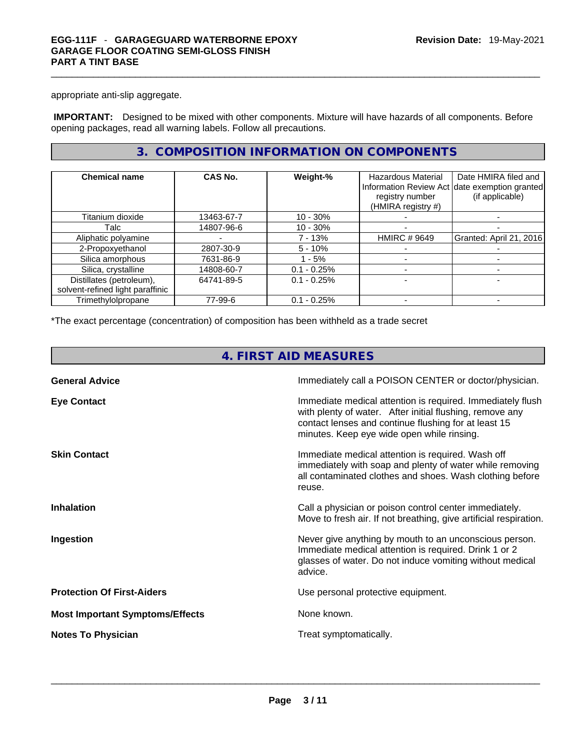appropriate anti-slip aggregate.

**IMPORTANT:** Designed to be mixed with other components. Mixture will have hazards of all components. Before opening packages, read all warning labels. Follow all precautions.

## 3. COMPOSITION INFORMATION ON COMPONENTS

| Chemical name | CAS No. | Weight-% | Hazardous Material Information Review Act registry number (HMIRA registry #) | Date HMIRA filed and date exemption granted (if applicable) |
|---|---|---|---|---|
| Titanium dioxide | 13463-67-7 | 10 - 30% | - | - |
| Talc | 14807-96-6 | 10 - 30% | - | - |
| Aliphatic polyamine | - | 7 - 13% | HMIRC # 9649 | Granted: April 21, 2016 |
| 2-Propoxyethanol | 2807-30-9 | 5 - 10% | - | - |
| Silica amorphous | 7631-86-9 | 1 - 5% | - | - |
| Silica, crystalline | 14808-60-7 | 0.1 - 0.25% | - | - |
| Distillates (petroleum), solvent-refined light paraffinic | 64741-89-5 | 0.1 - 0.25% | - | - |
| Trimethylolpropane | 77-99-6 | 0.1 - 0.25% | - | - |

*The exact percentage (concentration) of composition has been withheld as a trade secret

## 4. FIRST AID MEASURES

**General Advice** Immediately call a POISON CENTER or doctor/physician.

**Eye Contact** Immediate medical attention is required. Immediately flush with plenty of water. After initial flushing, remove any contact lenses and continue flushing for at least 15 minutes. Keep eye wide open while rinsing.

**Skin Contact** Immediate medical attention is required. Wash off immediately with soap and plenty of water while removing all contaminated clothes and shoes. Wash clothing before reuse.

**Inhalation** Call a physician or poison control center immediately. Move to fresh air. If not breathing, give artificial respiration.

**Ingestion** Never give anything by mouth to an unconscious person. Immediate medical attention is required. Drink 1 or 2 glasses of water. Do not induce vomiting without medical advice.

**Protection Of First-Aiders** Use personal protective equipment.

**Most Important Symptoms/Effects** None known.

**Notes To Physician** Treat symptomatically.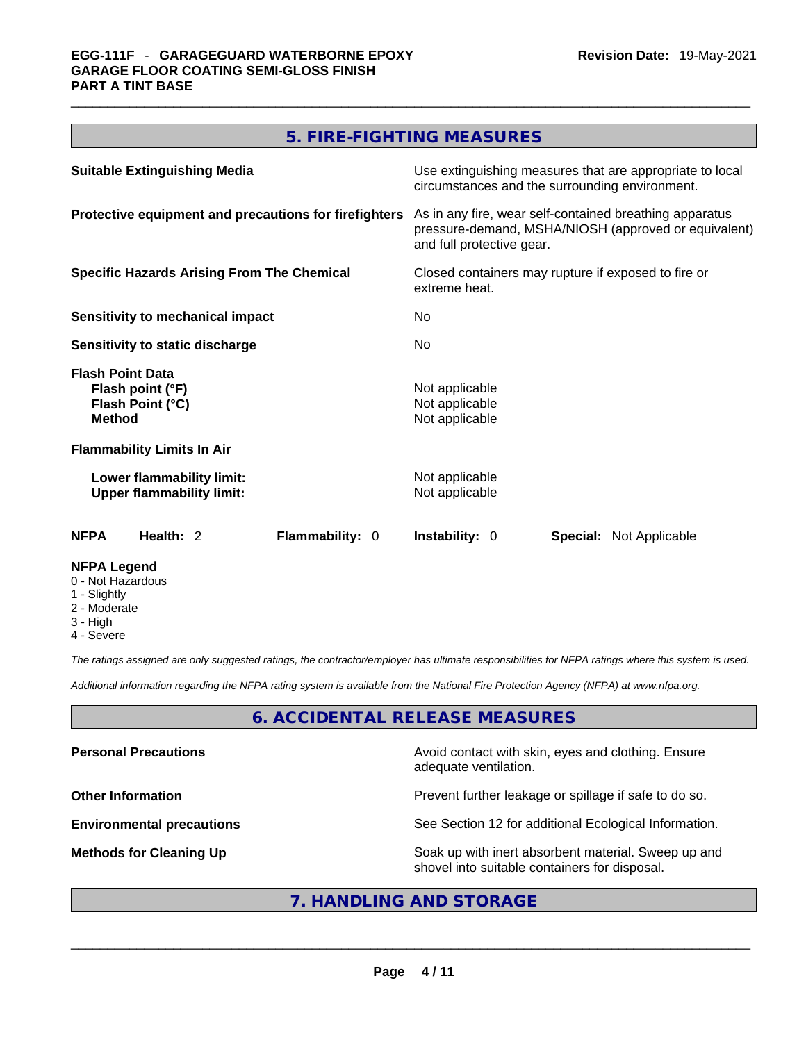## 5. FIRE-FIGHTING MEASURES

| | |
|---|---|
| **Suitable Extinguishing Media** | Use extinguishing measures that are appropriate to local circumstances and the surrounding environment. |
| **Protective equipment and precautions for firefighters** | As in any fire, wear self-contained breathing apparatus pressure-demand, MSHA/NIOSH (approved or equivalent) and full protective gear. |
| **Specific Hazards Arising From The Chemical** | Closed containers may rupture if exposed to fire or extreme heat. |
| **Sensitivity to mechanical impact** | No |
| **Sensitivity to static discharge** | No |

**Flash Point Data**

| | |
|---|---|
| **Flash point (°F)** | Not applicable |
| **Flash Point (°C)** | Not applicable |
| **Method** | Not applicable |

**Flammability Limits In Air**

| | |
|---|---|
| **Lower flammability limit:** | Not applicable |
| **Upper flammability limit:** | Not applicable |

| NFPA | Health: 2 | Flammability: 0 | Instability: 0 | Special: Not Applicable |
|---|---|---|---|---|

**NFPA Legend**
- 0 - Not Hazardous
- 1 - Slightly
- 2 - Moderate
- 3 - High
- 4 - Severe

*The ratings assigned are only suggested ratings, the contractor/employer has ultimate responsibilities for NFPA ratings where this system is used.*

*Additional information regarding the NFPA rating system is available from the National Fire Protection Agency (NFPA) at www.nfpa.org.*

## 6. ACCIDENTAL RELEASE MEASURES

| | |
|---|---|
| **Personal Precautions** | Avoid contact with skin, eyes and clothing. Ensure adequate ventilation. |
| **Other Information** | Prevent further leakage or spillage if safe to do so. |
| **Environmental precautions** | See Section 12 for additional Ecological Information. |
| **Methods for Cleaning Up** | Soak up with inert absorbent material. Sweep up and shovel into suitable containers for disposal. |

## 7. HANDLING AND STORAGE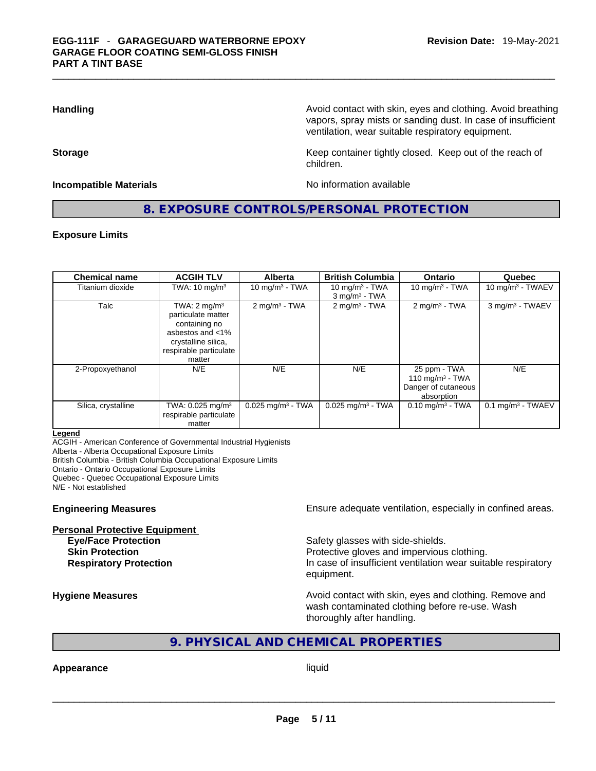**Handling**

Avoid contact with skin, eyes and clothing. Avoid breathing vapors, spray mists or sanding dust. In case of insufficient ventilation, wear suitable respiratory equipment.

**Storage**

Keep container tightly closed. Keep out of the reach of children.

**Incompatible Materials**

No information available

## 8. EXPOSURE CONTROLS/PERSONAL PROTECTION

### Exposure Limits

| Chemical name | ACGIH TLV | Alberta | British Columbia | Ontario | Quebec |
|---|---|---|---|---|---|
| Titanium dioxide | TWA: 10 mg/m³ | 10 mg/m³ - TWA | 10 mg/m³ - TWA<br>3 mg/m³ - TWA | 10 mg/m³ - TWA | 10 mg/m³ - TWAEV |
| Talc | TWA: 2 mg/m³ particulate matter containing no asbestos and <1% crystalline silica, respirable particulate matter | 2 mg/m³ - TWA | 2 mg/m³ - TWA | 2 mg/m³ - TWA | 3 mg/m³ - TWAEV |
| 2-Propoxyethanol | N/E | N/E | N/E | 25 ppm - TWA<br>110 mg/m³ - TWA<br>Danger of cutaneous absorption | N/E |
| Silica, crystalline | TWA: 0.025 mg/m³ respirable particulate matter | 0.025 mg/m³ - TWA | 0.025 mg/m³ - TWA | 0.10 mg/m³ - TWA | 0.1 mg/m³ - TWAEV |

**Legend**

ACGIH - American Conference of Governmental Industrial Hygienists
Alberta - Alberta Occupational Exposure Limits
British Columbia - British Columbia Occupational Exposure Limits
Ontario - Ontario Occupational Exposure Limits
Quebec - Quebec Occupational Exposure Limits
N/E - Not established

**Engineering Measures**

Ensure adequate ventilation, especially in confined areas.

**Personal Protective Equipment**

**Eye/Face Protection**: Safety glasses with side-shields.

**Skin Protection**: Protective gloves and impervious clothing.

**Respiratory Protection**: In case of insufficient ventilation wear suitable respiratory equipment.

**Hygiene Measures**

Avoid contact with skin, eyes and clothing. Remove and wash contaminated clothing before re-use. Wash thoroughly after handling.

## 9. PHYSICAL AND CHEMICAL PROPERTIES

**Appearance**

liquid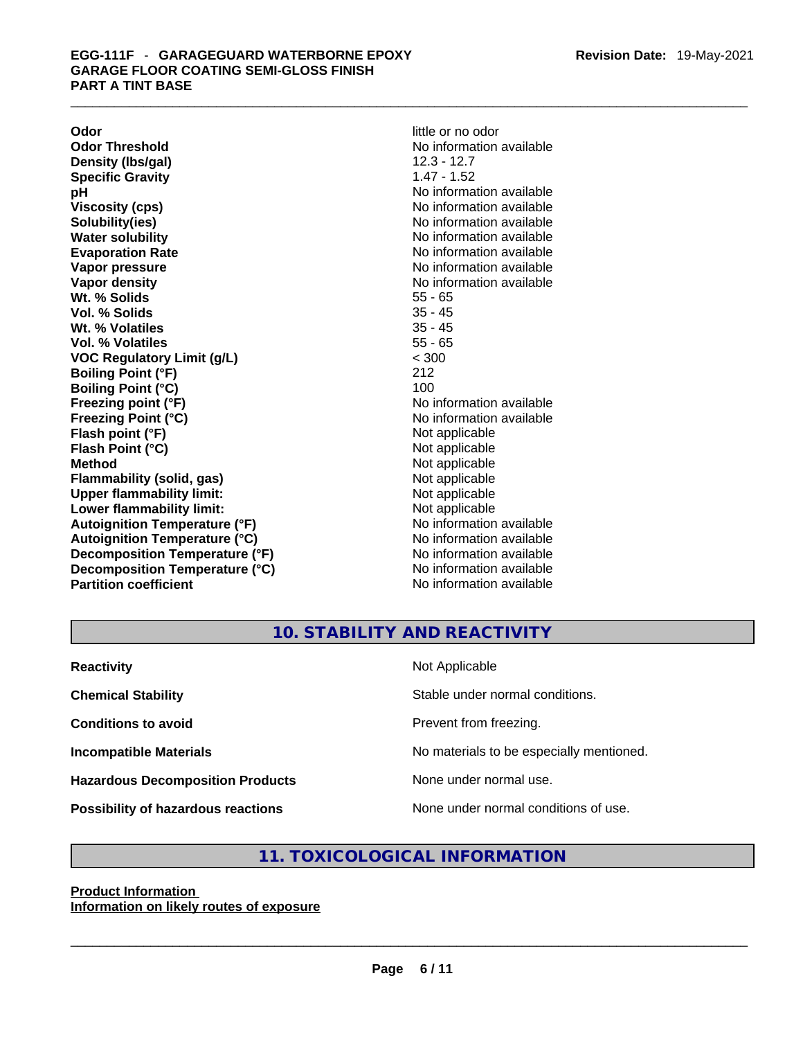| | |
|---|---|
| **Odor** | little or no odor |
| **Odor Threshold** | No information available |
| **Density (lbs/gal)** | 12.3 - 12.7 |
| **Specific Gravity** | 1.47 - 1.52 |
| **pH** | No information available |
| **Viscosity (cps)** | No information available |
| **Solubility(ies)** | No information available |
| **Water solubility** | No information available |
| **Evaporation Rate** | No information available |
| **Vapor pressure** | No information available |
| **Vapor density** | No information available |
| **Wt. % Solids** | 55 - 65 |
| **Vol. % Solids** | 35 - 45 |
| **Wt. % Volatiles** | 35 - 45 |
| **Vol. % Volatiles** | 55 - 65 |
| **VOC Regulatory Limit (g/L)** | < 300 |
| **Boiling Point (°F)** | 212 |
| **Boiling Point (°C)** | 100 |
| **Freezing point (°F)** | No information available |
| **Freezing Point (°C)** | No information available |
| **Flash point (°F)** | Not applicable |
| **Flash Point (°C)** | Not applicable |
| **Method** | Not applicable |
| **Flammability (solid, gas)** | Not applicable |
| **Upper flammability limit:** | Not applicable |
| **Lower flammability limit:** | Not applicable |
| **Autoignition Temperature (°F)** | No information available |
| **Autoignition Temperature (°C)** | No information available |
| **Decomposition Temperature (°F)** | No information available |
| **Decomposition Temperature (°C)** | No information available |
| **Partition coefficient** | No information available |

## 10. STABILITY AND REACTIVITY

| | |
|---|---|
| **Reactivity** | Not Applicable |
| **Chemical Stability** | Stable under normal conditions. |
| **Conditions to avoid** | Prevent from freezing. |
| **Incompatible Materials** | No materials to be especially mentioned. |
| **Hazardous Decomposition Products** | None under normal use. |
| **Possibility of hazardous reactions** | None under normal conditions of use. |

## 11. TOXICOLOGICAL INFORMATION

**Product Information**

**Information on likely routes of exposure**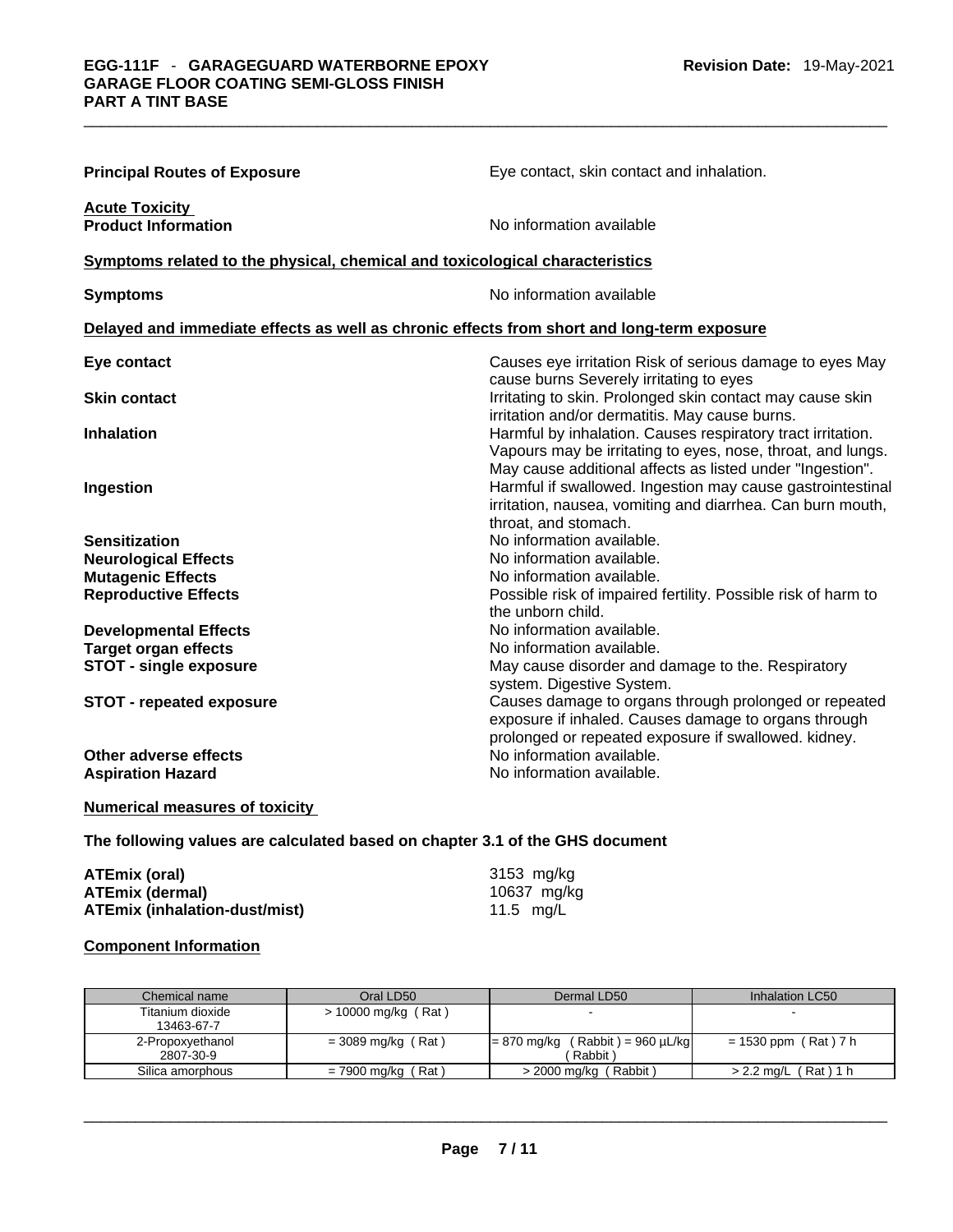**Principal Routes of Exposure** — Eye contact, skin contact and inhalation.

**Acute Toxicity**

**Product Information** — No information available

**Symptoms related to the physical, chemical and toxicological characteristics**

**Symptoms** — No information available

**Delayed and immediate effects as well as chronic effects from short and long-term exposure**

| | |
|---|---|
| **Eye contact** | Causes eye irritation Risk of serious damage to eyes May cause burns Severely irritating to eyes |
| **Skin contact** | Irritating to skin. Prolonged skin contact may cause skin irritation and/or dermatitis. May cause burns. |
| **Inhalation** | Harmful by inhalation. Causes respiratory tract irritation. Vapours may be irritating to eyes, nose, throat, and lungs. May cause additional affects as listed under "Ingestion". |
| **Ingestion** | Harmful if swallowed. Ingestion may cause gastrointestinal irritation, nausea, vomiting and diarrhea. Can burn mouth, throat, and stomach. |
| **Sensitization** | No information available. |
| **Neurological Effects** | No information available. |
| **Mutagenic Effects** | No information available. |
| **Reproductive Effects** | Possible risk of impaired fertility. Possible risk of harm to the unborn child. |
| **Developmental Effects** | No information available. |
| **Target organ effects** | No information available. |
| **STOT - single exposure** | May cause disorder and damage to the. Respiratory system. Digestive System. |
| **STOT - repeated exposure** | Causes damage to organs through prolonged or repeated exposure if inhaled. Causes damage to organs through prolonged or repeated exposure if swallowed. kidney. |
| **Other adverse effects** | No information available. |
| **Aspiration Hazard** | No information available. |

**Numerical measures of toxicity**

**The following values are calculated based on chapter 3.1 of the GHS document**

| | |
|---|---|
| **ATEmix (oral)** | 3153 mg/kg |
| **ATEmix (dermal)** | 10637 mg/kg |
| **ATEmix (inhalation-dust/mist)** | 11.5 mg/L |

**Component Information**

| Chemical name | Oral LD50 | Dermal LD50 | Inhalation LC50 |
|---|---|---|---|
| Titanium dioxide 13463-67-7 | > 10000 mg/kg ( Rat ) | - | - |
| 2-Propoxyethanol 2807-30-9 | = 3089 mg/kg ( Rat ) | = 870 mg/kg ( Rabbit ) = 960 µL/kg ( Rabbit ) | = 1530 ppm ( Rat ) 7 h |
| Silica amorphous | = 7900 mg/kg ( Rat ) | > 2000 mg/kg ( Rabbit ) | > 2.2 mg/L ( Rat ) 1 h |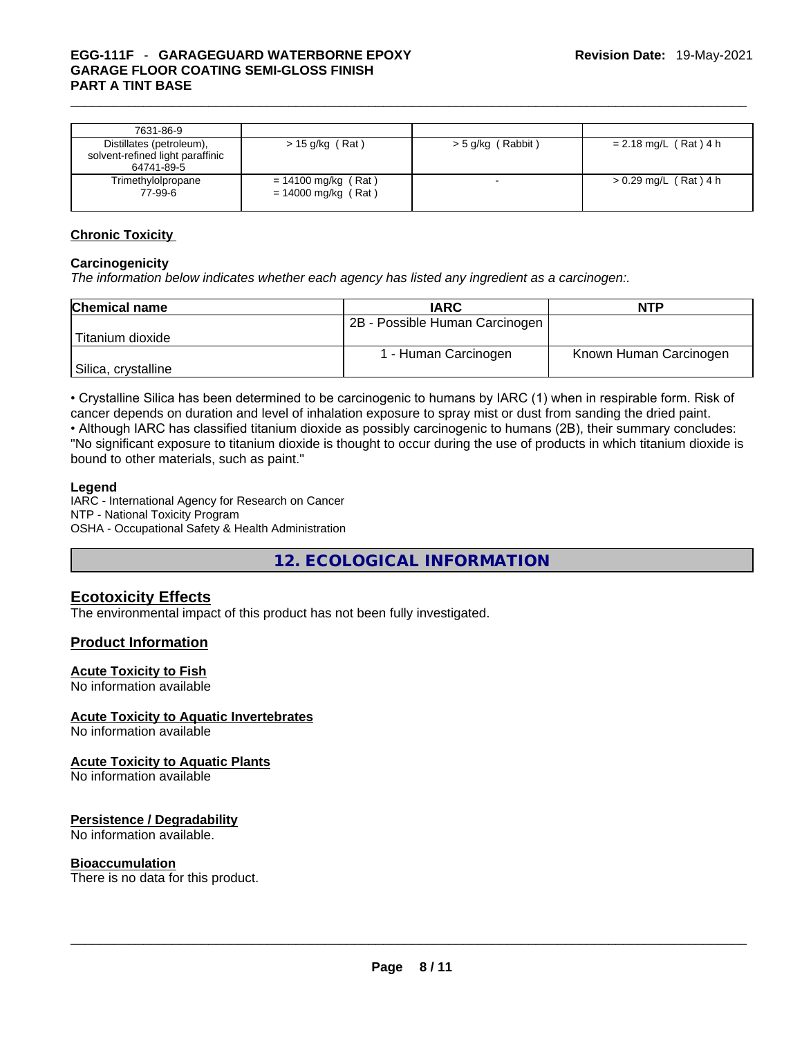| 7631-86-9 | | | |
| --- | --- | --- | --- |
| Distillates (petroleum), solvent-refined light paraffinic 64741-89-5 | > 15 g/kg ( Rat ) | > 5 g/kg ( Rabbit ) | = 2.18 mg/L ( Rat ) 4 h |
| Trimethylolpropane 77-99-6 | = 14100 mg/kg ( Rat ) = 14000 mg/kg ( Rat ) | - | > 0.29 mg/L ( Rat ) 4 h |

### Chronic Toxicity

**Carcinogenicity**

*The information below indicates whether each agency has listed any ingredient as a carcinogen:.*

| Chemical name | IARC | NTP |
| --- | --- | --- |
| Titanium dioxide | 2B - Possible Human Carcinogen | |
| Silica, crystalline | 1 - Human Carcinogen | Known Human Carcinogen |

• Crystalline Silica has been determined to be carcinogenic to humans by IARC (1) when in respirable form. Risk of cancer depends on duration and level of inhalation exposure to spray mist or dust from sanding the dried paint.
• Although IARC has classified titanium dioxide as possibly carcinogenic to humans (2B), their summary concludes: "No significant exposure to titanium dioxide is thought to occur during the use of products in which titanium dioxide is bound to other materials, such as paint."

**Legend**

IARC - International Agency for Research on Cancer
NTP - National Toxicity Program
OSHA - Occupational Safety & Health Administration

## 12. ECOLOGICAL INFORMATION

### Ecotoxicity Effects

The environmental impact of this product has not been fully investigated.

### Product Information

**Acute Toxicity to Fish**
No information available

**Acute Toxicity to Aquatic Invertebrates**
No information available

**Acute Toxicity to Aquatic Plants**
No information available

**Persistence / Degradability**
No information available.

**Bioaccumulation**
There is no data for this product.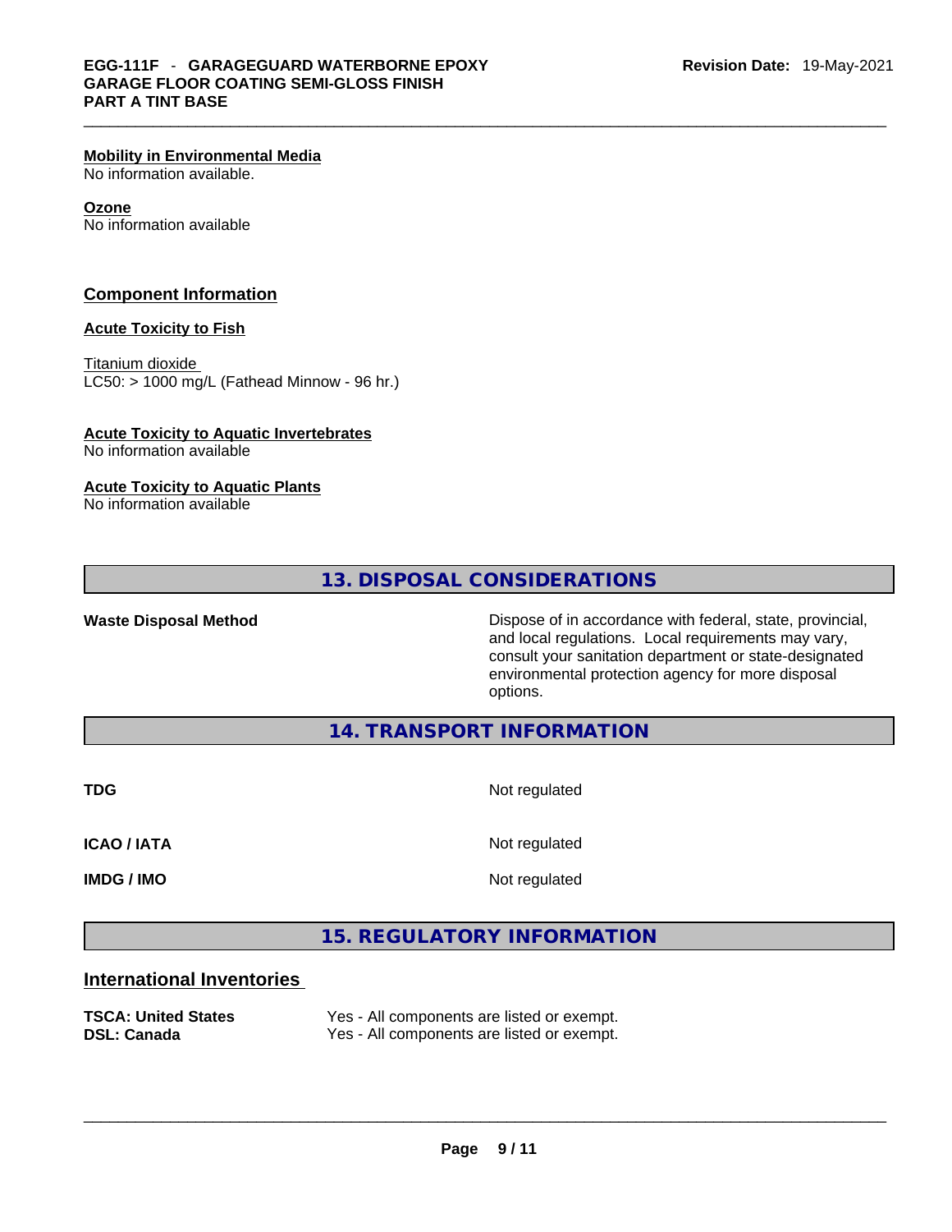**Mobility in Environmental Media**
No information available.

**Ozone**
No information available

## Component Information

**Acute Toxicity to Fish**

Titanium dioxide
LC50: > 1000 mg/L (Fathead Minnow - 96 hr.)

**Acute Toxicity to Aquatic Invertebrates**
No information available

**Acute Toxicity to Aquatic Plants**
No information available

## 13. DISPOSAL CONSIDERATIONS

| | |
|---|---|
| **Waste Disposal Method** | Dispose of in accordance with federal, state, provincial, and local regulations. Local requirements may vary, consult your sanitation department or state-designated environmental protection agency for more disposal options. |

## 14. TRANSPORT INFORMATION

| | |
|---|---|
| **TDG** | Not regulated |
| **ICAO / IATA** | Not regulated |
| **IMDG / IMO** | Not regulated |

## 15. REGULATORY INFORMATION

### International Inventories

| | |
|---|---|
| **TSCA: United States** | Yes - All components are listed or exempt. |
| **DSL: Canada** | Yes - All components are listed or exempt. |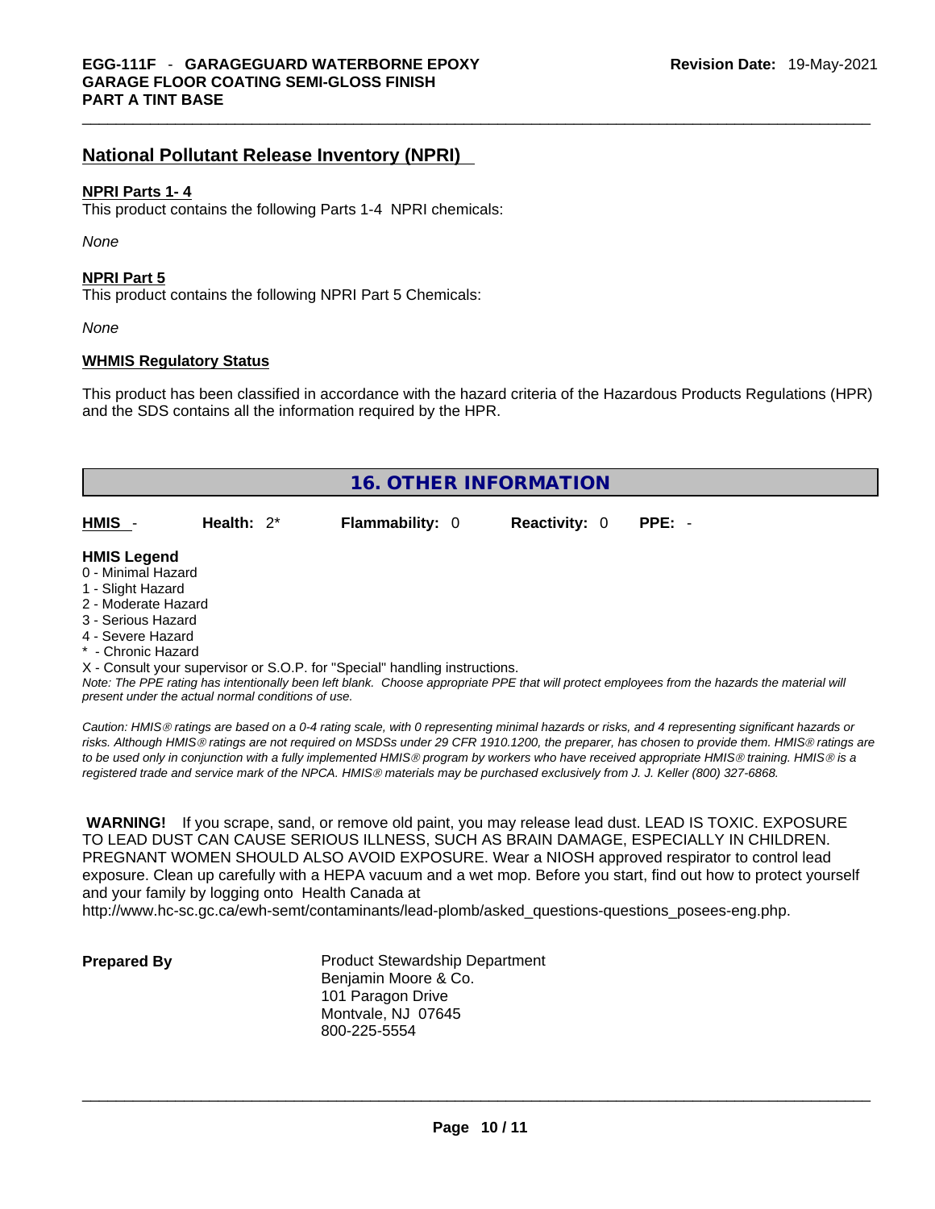## National Pollutant Release Inventory (NPRI)

**NPRI Parts 1- 4**

This product contains the following Parts 1-4 NPRI chemicals:

*None*

**NPRI Part 5**

This product contains the following NPRI Part 5 Chemicals:

*None*

**WHMIS Regulatory Status**

This product has been classified in accordance with the hazard criteria of the Hazardous Products Regulations (HPR) and the SDS contains all the information required by the HPR.

# 16. OTHER INFORMATION

| HMIS - | Health: 2* | Flammability: 0 | Reactivity: 0 | PPE: - |
|---|---|---|---|---|

**HMIS Legend**

0 - Minimal Hazard
1 - Slight Hazard
2 - Moderate Hazard
3 - Serious Hazard
4 - Severe Hazard
* - Chronic Hazard
X - Consult your supervisor or S.O.P. for "Special" handling instructions.

*Note: The PPE rating has intentionally been left blank. Choose appropriate PPE that will protect employees from the hazards the material will present under the actual normal conditions of use.*

*Caution: HMIS® ratings are based on a 0-4 rating scale, with 0 representing minimal hazards or risks, and 4 representing significant hazards or risks. Although HMIS® ratings are not required on MSDSs under 29 CFR 1910.1200, the preparer, has chosen to provide them. HMIS® ratings are to be used only in conjunction with a fully implemented HMIS® program by workers who have received appropriate HMIS® training. HMIS® is a registered trade and service mark of the NPCA. HMIS® materials may be purchased exclusively from J. J. Keller (800) 327-6868.*

**WARNING!** If you scrape, sand, or remove old paint, you may release lead dust. LEAD IS TOXIC. EXPOSURE TO LEAD DUST CAN CAUSE SERIOUS ILLNESS, SUCH AS BRAIN DAMAGE, ESPECIALLY IN CHILDREN. PREGNANT WOMEN SHOULD ALSO AVOID EXPOSURE. Wear a NIOSH approved respirator to control lead exposure. Clean up carefully with a HEPA vacuum and a wet mop. Before you start, find out how to protect yourself and your family by logging onto Health Canada at http://www.hc-sc.gc.ca/ewh-semt/contaminants/lead-plomb/asked_questions-questions_posees-eng.php.

**Prepared By**

Product Stewardship Department
Benjamin Moore & Co.
101 Paragon Drive
Montvale, NJ 07645
800-225-5554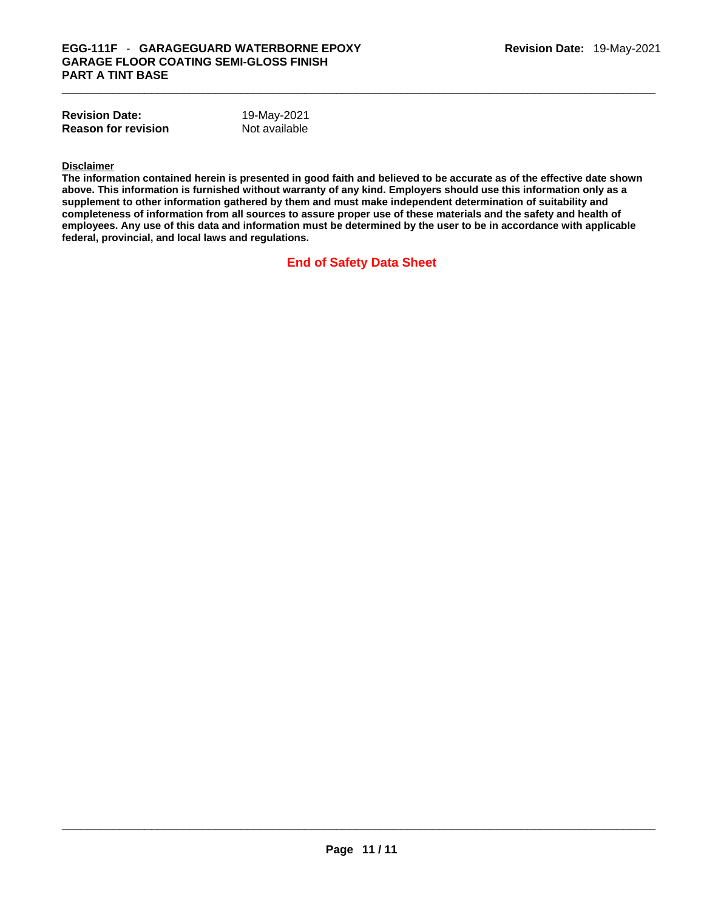| | |
|---|---|
| **Revision Date:** | 19-May-2021 |
| **Reason for revision** | Not available |

**Disclaimer**

**The information contained herein is presented in good faith and believed to be accurate as of the effective date shown above. This information is furnished without warranty of any kind. Employers should use this information only as a supplement to other information gathered by them and must make independent determination of suitability and completeness of information from all sources to assure proper use of these materials and the safety and health of employees. Any use of this data and information must be determined by the user to be in accordance with applicable federal, provincial, and local laws and regulations.**

**End of Safety Data Sheet**